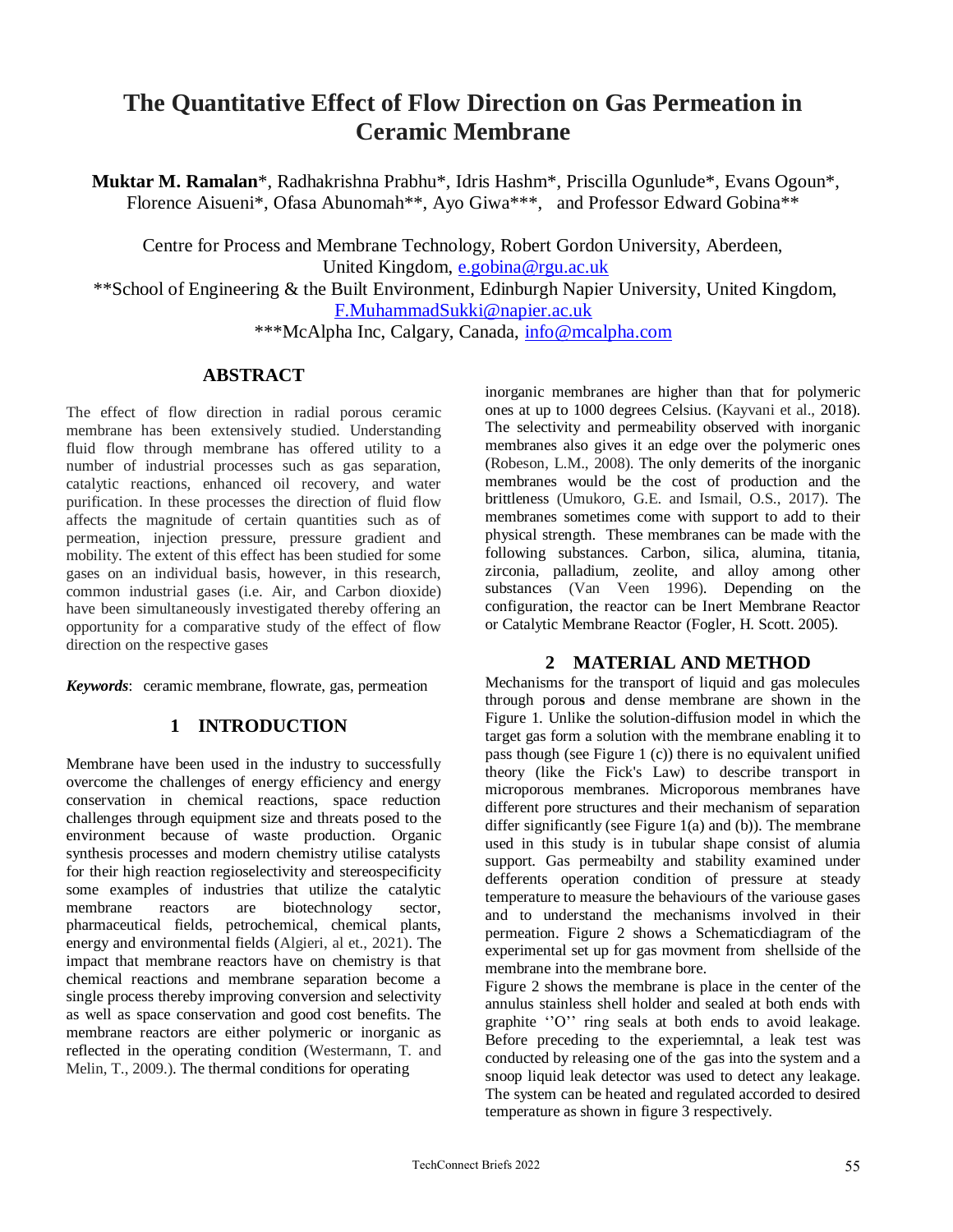# The Quantitative Effect of Flow Direction on Gas Permeation in Ceramic Membrane

**Muktar M. Ramalan***, Radhakrishna Prabhu*, Idris Hashm*, Priscilla Ogunlude*, Evans Ogoun*, Florence Aisueni*, Ofasa Abunomah**, Ayo Giwa***, and Professor Edward Gobina**

Centre for Process and Membrane Technology, Robert Gordon University, Aberdeen, United Kingdom, e.gobina@rgu.ac.uk

**School of Engineering & the Built Environment, Edinburgh Napier University, United Kingdom, F.MuhammadSukki@napier.ac.uk

***McAlpha Inc, Calgary, Canada, info@mcalpha.com

## ABSTRACT

The effect of flow direction in radial porous ceramic membrane has been extensively studied. Understanding fluid flow through membrane has offered utility to a number of industrial processes such as gas separation, catalytic reactions, enhanced oil recovery, and water purification. In these processes the direction of fluid flow affects the magnitude of certain quantities such as of permeation, injection pressure, pressure gradient and mobility. The extent of this effect has been studied for some gases on an individual basis, however, in this research, common industrial gases (i.e. Air, and Carbon dioxide) have been simultaneously investigated thereby offering an opportunity for a comparative study of the effect of flow direction on the respective gases

*Keywords*: ceramic membrane, flowrate, gas, permeation

## 1 INTRODUCTION

Membrane have been used in the industry to successfully overcome the challenges of energy efficiency and energy conservation in chemical reactions, space reduction challenges through equipment size and threats posed to the environment because of waste production. Organic synthesis processes and modern chemistry utilise catalysts for their high reaction regioselectivity and stereospecificity some examples of industries that utilize the catalytic membrane reactors are biotechnology sector, pharmaceutical fields, petrochemical, chemical plants, energy and environmental fields (Algieri, al et., 2021). The impact that membrane reactors have on chemistry is that chemical reactions and membrane separation become a single process thereby improving conversion and selectivity as well as space conservation and good cost benefits. The membrane reactors are either polymeric or inorganic as reflected in the operating condition (Westermann, T. and Melin, T., 2009.). The thermal conditions for operating inorganic membranes are higher than that for polymeric ones at up to 1000 degrees Celsius. (Kayvani et al., 2018). The selectivity and permeability observed with inorganic membranes also gives it an edge over the polymeric ones (Robeson, L.M., 2008). The only demerits of the inorganic membranes would be the cost of production and the brittleness (Umukoro, G.E. and Ismail, O.S., 2017). The membranes sometimes come with support to add to their physical strength. These membranes can be made with the following substances. Carbon, silica, alumina, titania, zirconia, palladium, zeolite, and alloy among other substances (Van Veen 1996). Depending on the configuration, the reactor can be Inert Membrane Reactor or Catalytic Membrane Reactor (Fogler, H. Scott. 2005).

## 2 MATERIAL AND METHOD

Mechanisms for the transport of liquid and gas molecules through porous and dense membrane are shown in the Figure 1. Unlike the solution-diffusion model in which the target gas form a solution with the membrane enabling it to pass though (see Figure 1 (c)) there is no equivalent unified theory (like the Fick's Law) to describe transport in microporous membranes. Microporous membranes have different pore structures and their mechanism of separation differ significantly (see Figure 1(a) and (b)). The membrane used in this study is in tubular shape consist of alumia support. Gas permeabilty and stability examined under defferents operation condition of pressure at steady temperature to measure the behaviours of the variouse gases and to understand the mechanisms involved in their permeation. Figure 2 shows a Schematicdiagram of the experimental set up for gas movment from shellside of the membrane into the membrane bore.

Figure 2 shows the membrane is place in the center of the annulus stainless shell holder and sealed at both ends with graphite ''O'' ring seals at both ends to avoid leakage. Before preceding to the experiemntal, a leak test was conducted by releasing one of the gas into the system and a snoop liquid leak detector was used to detect any leakage. The system can be heated and regulated accorded to desired temperature as shown in figure 3 respectively.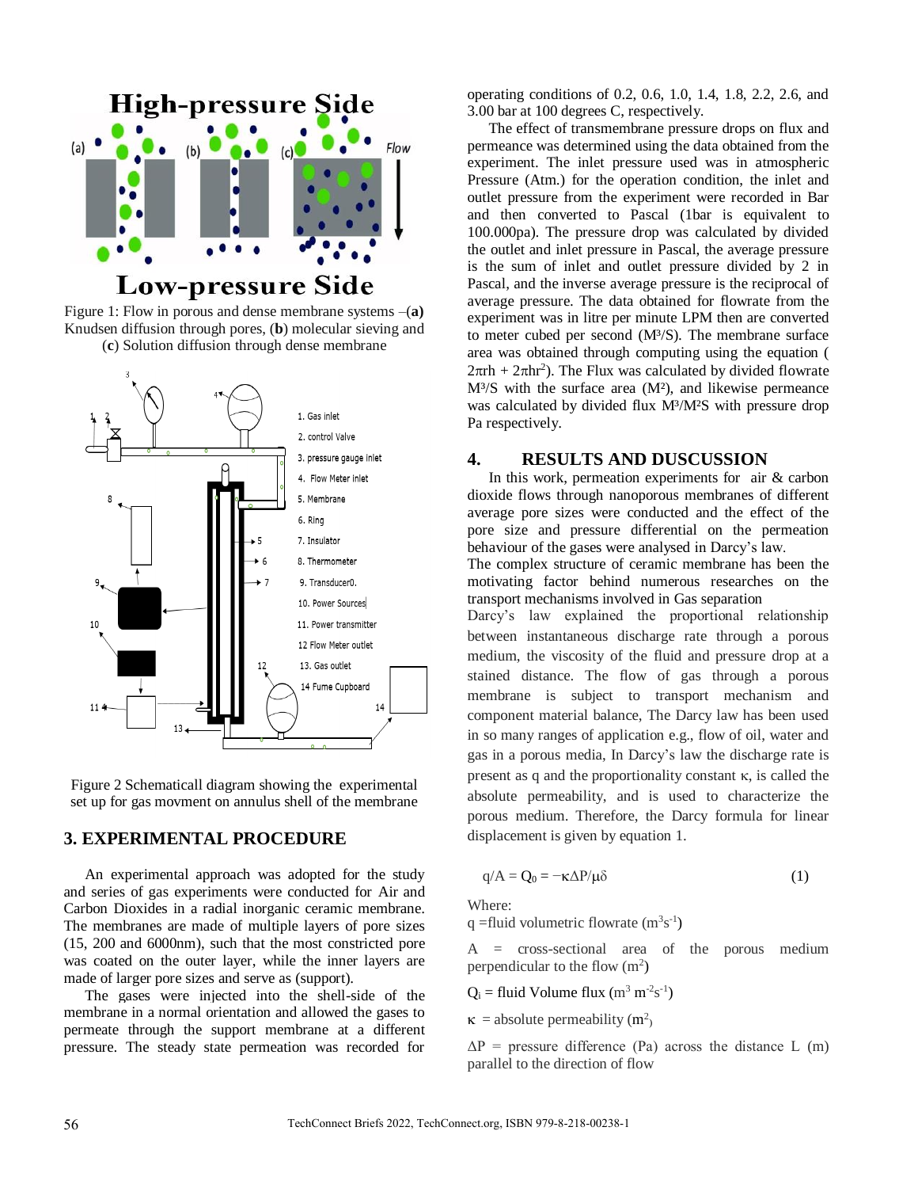Figure 1: Flow in porous and dense membrane systems –(**a**) Knudsen diffusion through pores, (**b**) molecular sieving and (**c**) Solution diffusion through dense membrane

Figure 2 Schematicall diagram showing the experimental set up for gas movment on annulus shell of the membrane

## 3. EXPERIMENTAL PROCEDURE

An experimental approach was adopted for the study and series of gas experiments were conducted for Air and Carbon Dioxides in a radial inorganic ceramic membrane. The membranes are made of multiple layers of pore sizes (15, 200 and 6000nm), such that the most constricted pore was coated on the outer layer, while the inner layers are made of larger pore sizes and serve as (support).

The gases were injected into the shell-side of the membrane in a normal orientation and allowed the gases to permeate through the support membrane at a different pressure. The steady state permeation was recorded for operating conditions of 0.2, 0.6, 1.0, 1.4, 1.8, 2.2, 2.6, and 3.00 bar at 100 degrees C, respectively.

The effect of transmembrane pressure drops on flux and permeance was determined using the data obtained from the experiment. The inlet pressure used was in atmospheric Pressure (Atm.) for the operation condition, the inlet and outlet pressure from the experiment were recorded in Bar and then converted to Pascal (1bar is equivalent to 100.000pa). The pressure drop was calculated by divided the outlet and inlet pressure in Pascal, the average pressure is the sum of inlet and outlet pressure divided by 2 in Pascal, and the inverse average pressure is the reciprocal of average pressure. The data obtained for flowrate from the experiment was in litre per minute LPM then are converted to meter cubed per second ($M^3/S$). The membrane surface area was obtained through computing using the equation ($2\pi rh + 2\pi hr^2$). The Flux was calculated by divided flowrate $M^3/S$ with the surface area ($M^2$), and likewise permeance was calculated by divided flux $M^3/M^2S$ with pressure drop Pa respectively.

## 4. RESULTS AND DUSCUSSION

In this work, permeation experiments for air & carbon dioxide flows through nanoporous membranes of different average pore sizes were conducted and the effect of the pore size and pressure differential on the permeation behaviour of the gases were analysed in Darcy's law.

The complex structure of ceramic membrane has been the motivating factor behind numerous researches on the transport mechanisms involved in Gas separation

Darcy's law explained the proportional relationship between instantaneous discharge rate through a porous medium, the viscosity of the fluid and pressure drop at a stained distance. The flow of gas through a porous membrane is subject to transport mechanism and component material balance, The Darcy law has been used in so many ranges of application e.g., flow of oil, water and gas in a porous media, In Darcy's law the discharge rate is present as q and the proportionality constant κ, is called the absolute permeability, and is used to characterize the porous medium. Therefore, the Darcy formula for linear displacement is given by equation 1.

$$q/A = Q_0 = -\kappa \Delta P/\mu\delta \qquad (1)$$

Where:

q = fluid volumetric flowrate ($m^3 s^{-1}$)

A = cross-sectional area of the porous medium perpendicular to the flow ($m^2$)

$Q_i$ = fluid Volume flux ($m^3\ m^{-2} s^{-1}$)

κ = absolute permeability ($m^2$)

ΔP = pressure difference (Pa) across the distance L (m) parallel to the direction of flow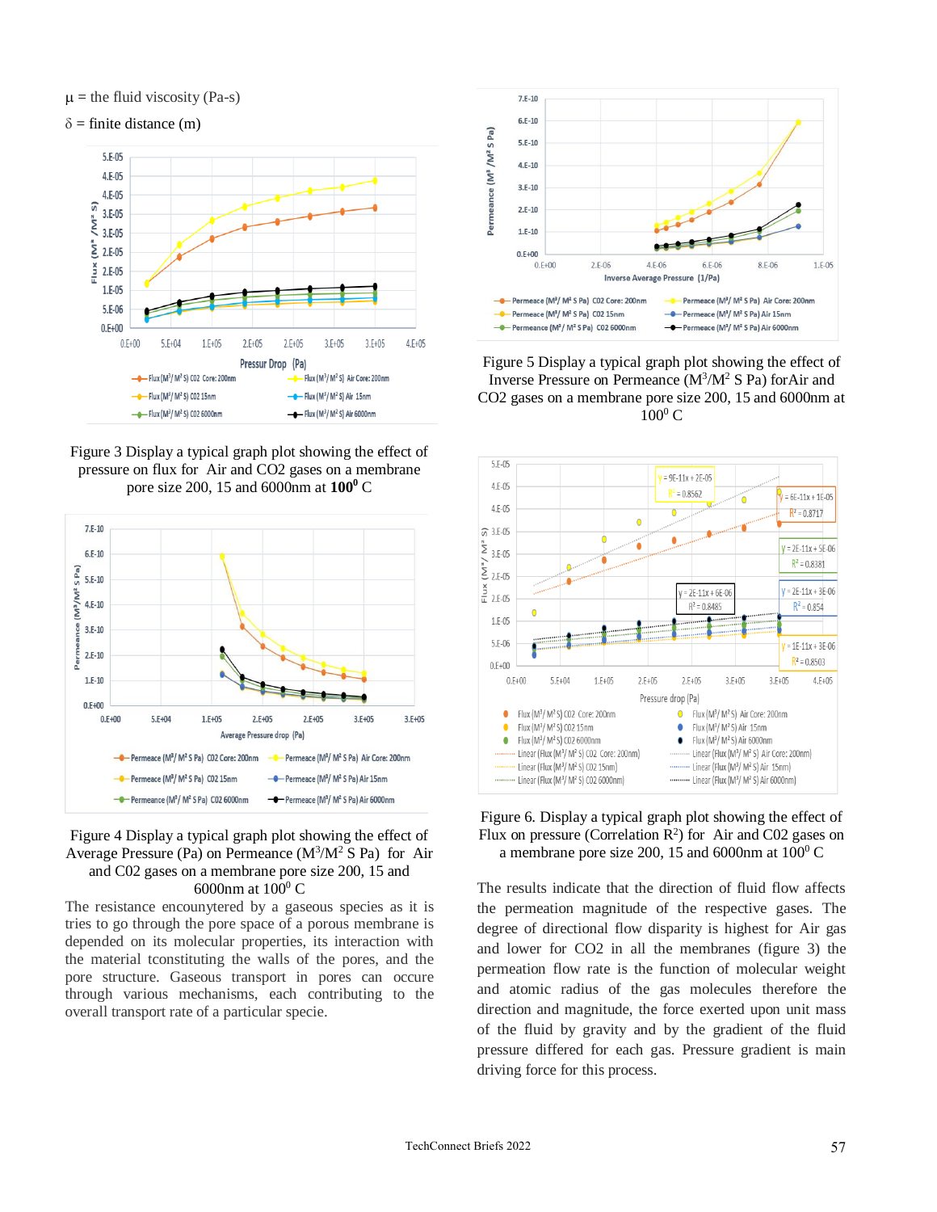μ = the fluid viscosity (Pa-s)

δ = finite distance (m)

Figure 3 Display a typical graph plot showing the effect of pressure on flux for Air and CO2 gases on a membrane pore size 200, 15 and 6000nm at **100$^0$** C

Figure 4 Display a typical graph plot showing the effect of Average Pressure (Pa) on Permeance ($M^3/M^2$ S Pa) for Air and C02 gases on a membrane pore size 200, 15 and 6000nm at 100$^0$ C

The resistance encounytered by a gaseous species as it is tries to go through the pore space of a porous membrane is depended on its molecular properties, its interaction with the material tconstituting the walls of the pores, and the pore structure. Gaseous transport in pores can occure through various mechanisms, each contributing to the overall transport rate of a particular specie.

Figure 5 Display a typical graph plot showing the effect of Inverse Pressure on Permeance ($M^3/M^2$ S Pa) forAir and CO2 gases on a membrane pore size 200, 15 and 6000nm at 100$^0$ C

Figure 6. Display a typical graph plot showing the effect of Flux on pressure (Correlation $R^2$) for Air and C02 gases on a membrane pore size 200, 15 and 6000nm at 100$^0$ C

The results indicate that the direction of fluid flow affects the permeation magnitude of the respective gases. The degree of directional flow disparity is highest for Air gas and lower for CO2 in all the membranes (figure 3) the permeation flow rate is the function of molecular weight and atomic radius of the gas molecules therefore the direction and magnitude, the force exerted upon unit mass of the fluid by gravity and by the gradient of the fluid pressure differed for each gas. Pressure gradient is main driving force for this process.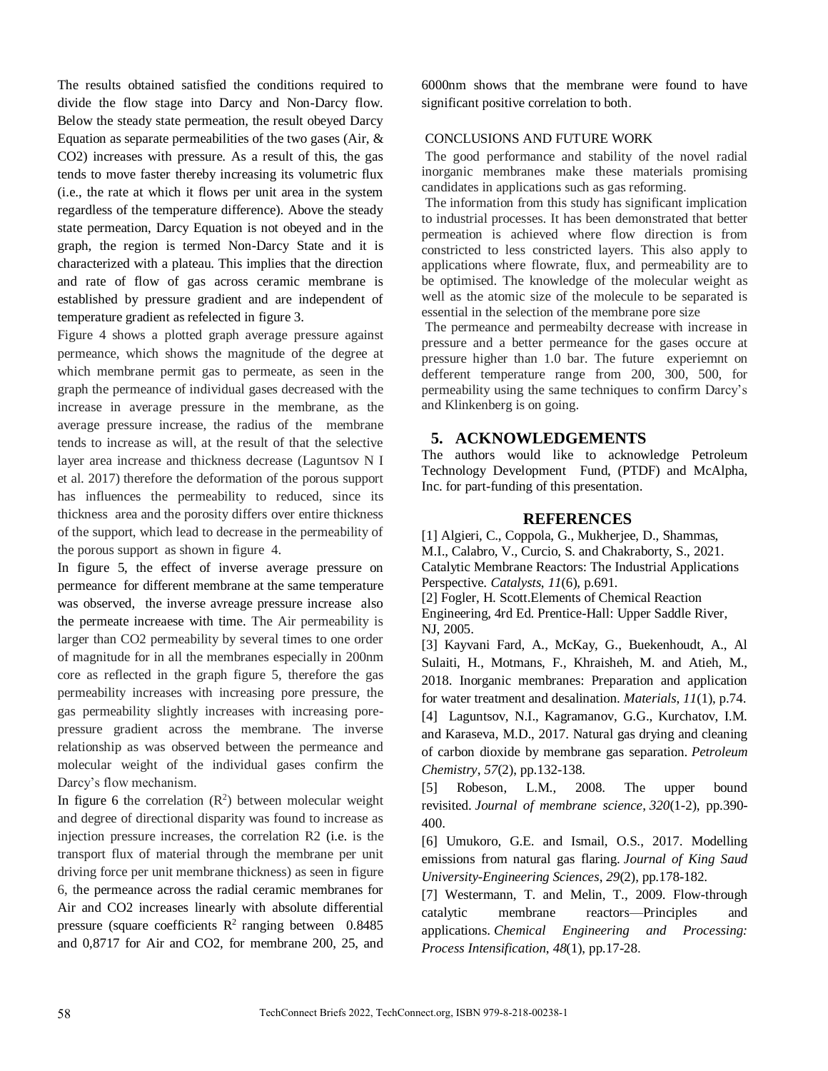The results obtained satisfied the conditions required to divide the flow stage into Darcy and Non-Darcy flow. Below the steady state permeation, the result obeyed Darcy Equation as separate permeabilities of the two gases (Air, & CO2) increases with pressure. As a result of this, the gas tends to move faster thereby increasing its volumetric flux (i.e., the rate at which it flows per unit area in the system regardless of the temperature difference). Above the steady state permeation, Darcy Equation is not obeyed and in the graph, the region is termed Non-Darcy State and it is characterized with a plateau. This implies that the direction and rate of flow of gas across ceramic membrane is established by pressure gradient and are independent of temperature gradient as refelected in figure 3.

Figure 4 shows a plotted graph average pressure against permeance, which shows the magnitude of the degree at which membrane permit gas to permeate, as seen in the graph the permeance of individual gases decreased with the increase in average pressure in the membrane, as the average pressure increase, the radius of the membrane tends to increase as will, at the result of that the selective layer area increase and thickness decrease (Laguntsov N I et al. 2017) therefore the deformation of the porous support has influences the permeability to reduced, since its thickness area and the porosity differs over entire thickness of the support, which lead to decrease in the permeability of the porous support as shown in figure 4.

In figure 5, the effect of inverse average pressure on permeance for different membrane at the same temperature was observed, the inverse avreage pressure increase also the permeate increaese with time. The Air permeability is larger than CO2 permeability by several times to one order of magnitude for in all the membranes especially in 200nm core as reflected in the graph figure 5, therefore the gas permeability increases with increasing pore pressure, the gas permeability slightly increases with increasing pore-pressure gradient across the membrane. The inverse relationship as was observed between the permeance and molecular weight of the individual gases confirm the Darcy's flow mechanism.

In figure 6 the correlation ($R^2$) between molecular weight and degree of directional disparity was found to increase as injection pressure increases, the correlation R2 (i.e. is the transport flux of material through the membrane per unit driving force per unit membrane thickness) as seen in figure 6, the permeance across the radial ceramic membranes for Air and CO2 increases linearly with absolute differential pressure (square coefficients $R^2$ ranging between 0.8485 and 0,8717 for Air and CO2, for membrane 200, 25, and 6000nm shows that the membrane were found to have significant positive correlation to both.

## CONCLUSIONS AND FUTURE WORK

The good performance and stability of the novel radial inorganic membranes make these materials promising candidates in applications such as gas reforming.

The information from this study has significant implication to industrial processes. It has been demonstrated that better permeation is achieved where flow direction is from constricted to less constricted layers. This also apply to applications where flowrate, flux, and permeability are to be optimised. The knowledge of the molecular weight as well as the atomic size of the molecule to be separated is essential in the selection of the membrane pore size

The permeance and permeabilty decrease with increase in pressure and a better permeance for the gases occure at pressure higher than 1.0 bar. The future experiemnt on defferent temperature range from 200, 300, 500, for permeability using the same techniques to confirm Darcy's and Klinkenberg is on going.

## 5. ACKNOWLEDGEMENTS

The authors would like to acknowledge Petroleum Technology Development Fund, (PTDF) and McAlpha, Inc. for part-funding of this presentation.

## REFERENCES

[1] Algieri, C., Coppola, G., Mukherjee, D., Shammas, M.I., Calabro, V., Curcio, S. and Chakraborty, S., 2021. Catalytic Membrane Reactors: The Industrial Applications Perspective. *Catalysts*, *11*(6), p.691.

[2] Fogler, H. Scott.Elements of Chemical Reaction Engineering, 4rd Ed. Prentice-Hall: Upper Saddle River, NJ, 2005.

[3] Kayvani Fard, A., McKay, G., Buekenhoudt, A., Al Sulaiti, H., Motmans, F., Khraisheh, M. and Atieh, M., 2018. Inorganic membranes: Preparation and application for water treatment and desalination. *Materials*, *11*(1), p.74.

[4] Laguntsov, N.I., Kagramanov, G.G., Kurchatov, I.M. and Karaseva, M.D., 2017. Natural gas drying and cleaning of carbon dioxide by membrane gas separation. *Petroleum Chemistry*, *57*(2), pp.132-138.

[5] Robeson, L.M., 2008. The upper bound revisited. *Journal of membrane science*, *320*(1-2), pp.390-400.

[6] Umukoro, G.E. and Ismail, O.S., 2017. Modelling emissions from natural gas flaring. *Journal of King Saud University-Engineering Sciences*, *29*(2), pp.178-182.

[7] Westermann, T. and Melin, T., 2009. Flow-through catalytic membrane reactors—Principles and applications. *Chemical Engineering and Processing: Process Intensification*, *48*(1), pp.17-28.